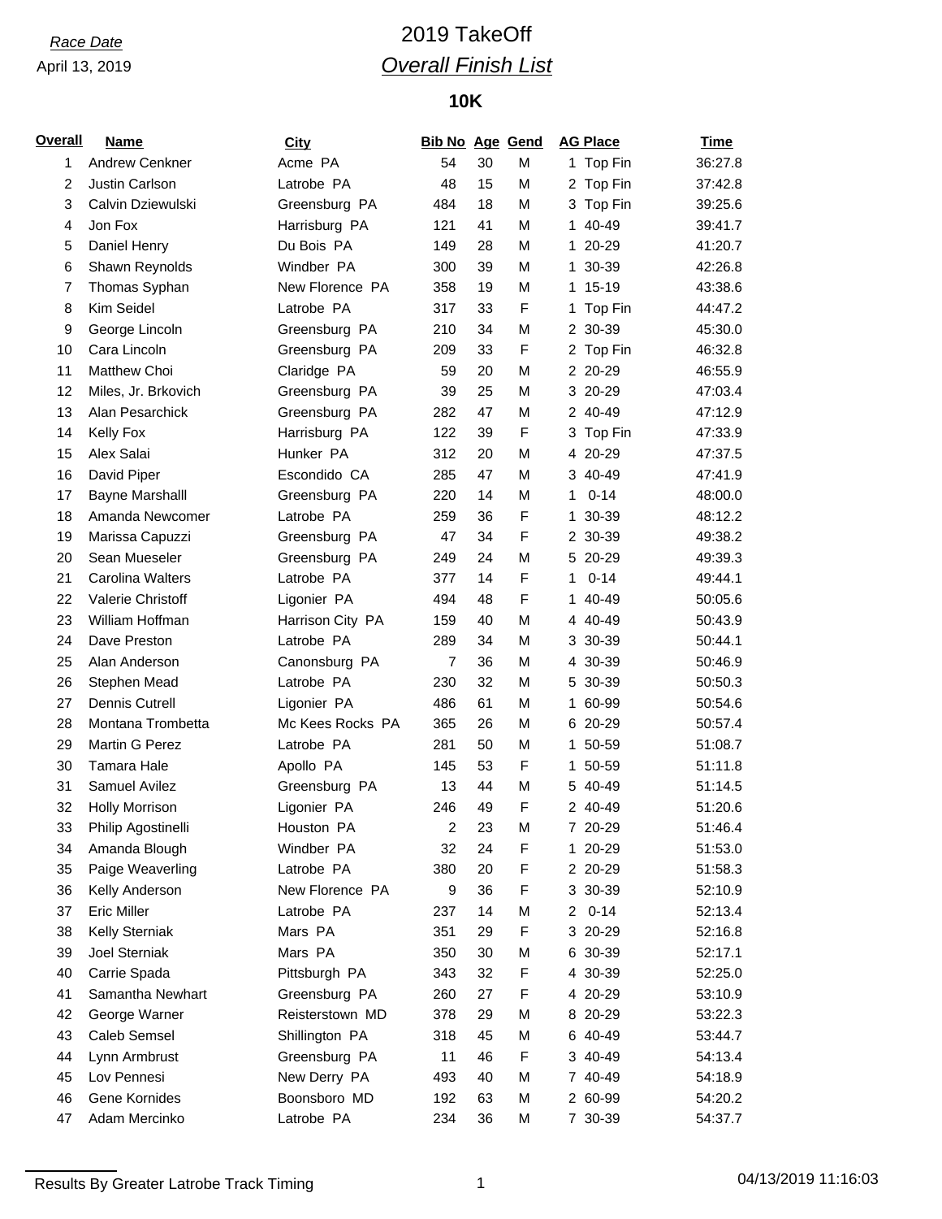*Race Date*

April 13, 2019

# 2019 TakeOff

## *Overall Finish List*

### 10K

| Overall | Name | City | Bib No | Age | Gend | AG Place | Time |
|---|---|---|---|---|---|---|---|
| 1 | Andrew Cenkner | Acme PA | 54 | 30 | M | 1 Top Fin | 36:27.8 |
| 2 | Justin Carlson | Latrobe PA | 48 | 15 | M | 2 Top Fin | 37:42.8 |
| 3 | Calvin Dziewulski | Greensburg PA | 484 | 18 | M | 3 Top Fin | 39:25.6 |
| 4 | Jon Fox | Harrisburg PA | 121 | 41 | M | 1 40-49 | 39:41.7 |
| 5 | Daniel Henry | Du Bois PA | 149 | 28 | M | 1 20-29 | 41:20.7 |
| 6 | Shawn Reynolds | Windber PA | 300 | 39 | M | 1 30-39 | 42:26.8 |
| 7 | Thomas Syphan | New Florence PA | 358 | 19 | M | 1 15-19 | 43:38.6 |
| 8 | Kim Seidel | Latrobe PA | 317 | 33 | F | 1 Top Fin | 44:47.2 |
| 9 | George Lincoln | Greensburg PA | 210 | 34 | M | 2 30-39 | 45:30.0 |
| 10 | Cara Lincoln | Greensburg PA | 209 | 33 | F | 2 Top Fin | 46:32.8 |
| 11 | Matthew Choi | Claridge PA | 59 | 20 | M | 2 20-29 | 46:55.9 |
| 12 | Miles, Jr. Brkovich | Greensburg PA | 39 | 25 | M | 3 20-29 | 47:03.4 |
| 13 | Alan Pesarchick | Greensburg PA | 282 | 47 | M | 2 40-49 | 47:12.9 |
| 14 | Kelly Fox | Harrisburg PA | 122 | 39 | F | 3 Top Fin | 47:33.9 |
| 15 | Alex Salai | Hunker PA | 312 | 20 | M | 4 20-29 | 47:37.5 |
| 16 | David Piper | Escondido CA | 285 | 47 | M | 3 40-49 | 47:41.9 |
| 17 | Bayne Marshalll | Greensburg PA | 220 | 14 | M | 1 0-14 | 48:00.0 |
| 18 | Amanda Newcomer | Latrobe PA | 259 | 36 | F | 1 30-39 | 48:12.2 |
| 19 | Marissa Capuzzi | Greensburg PA | 47 | 34 | F | 2 30-39 | 49:38.2 |
| 20 | Sean Mueseler | Greensburg PA | 249 | 24 | M | 5 20-29 | 49:39.3 |
| 21 | Carolina Walters | Latrobe PA | 377 | 14 | F | 1 0-14 | 49:44.1 |
| 22 | Valerie Christoff | Ligonier PA | 494 | 48 | F | 1 40-49 | 50:05.6 |
| 23 | William Hoffman | Harrison City PA | 159 | 40 | M | 4 40-49 | 50:43.9 |
| 24 | Dave Preston | Latrobe PA | 289 | 34 | M | 3 30-39 | 50:44.1 |
| 25 | Alan Anderson | Canonsburg PA | 7 | 36 | M | 4 30-39 | 50:46.9 |
| 26 | Stephen Mead | Latrobe PA | 230 | 32 | M | 5 30-39 | 50:50.3 |
| 27 | Dennis Cutrell | Ligonier PA | 486 | 61 | M | 1 60-99 | 50:54.6 |
| 28 | Montana Trombetta | Mc Kees Rocks PA | 365 | 26 | M | 6 20-29 | 50:57.4 |
| 29 | Martin G Perez | Latrobe PA | 281 | 50 | M | 1 50-59 | 51:08.7 |
| 30 | Tamara Hale | Apollo PA | 145 | 53 | F | 1 50-59 | 51:11.8 |
| 31 | Samuel Avilez | Greensburg PA | 13 | 44 | M | 5 40-49 | 51:14.5 |
| 32 | Holly Morrison | Ligonier PA | 246 | 49 | F | 2 40-49 | 51:20.6 |
| 33 | Philip Agostinelli | Houston PA | 2 | 23 | M | 7 20-29 | 51:46.4 |
| 34 | Amanda Blough | Windber PA | 32 | 24 | F | 1 20-29 | 51:53.0 |
| 35 | Paige Weaverling | Latrobe PA | 380 | 20 | F | 2 20-29 | 51:58.3 |
| 36 | Kelly Anderson | New Florence PA | 9 | 36 | F | 3 30-39 | 52:10.9 |
| 37 | Eric Miller | Latrobe PA | 237 | 14 | M | 2 0-14 | 52:13.4 |
| 38 | Kelly Sterniak | Mars PA | 351 | 29 | F | 3 20-29 | 52:16.8 |
| 39 | Joel Sterniak | Mars PA | 350 | 30 | M | 6 30-39 | 52:17.1 |
| 40 | Carrie Spada | Pittsburgh PA | 343 | 32 | F | 4 30-39 | 52:25.0 |
| 41 | Samantha Newhart | Greensburg PA | 260 | 27 | F | 4 20-29 | 53:10.9 |
| 42 | George Warner | Reisterstown MD | 378 | 29 | M | 8 20-29 | 53:22.3 |
| 43 | Caleb Semsel | Shillington PA | 318 | 45 | M | 6 40-49 | 53:44.7 |
| 44 | Lynn Armbrust | Greensburg PA | 11 | 46 | F | 3 40-49 | 54:13.4 |
| 45 | Lov Pennesi | New Derry PA | 493 | 40 | M | 7 40-49 | 54:18.9 |
| 46 | Gene Kornides | Boonsboro MD | 192 | 63 | M | 2 60-99 | 54:20.2 |
| 47 | Adam Mercinko | Latrobe PA | 234 | 36 | M | 7 30-39 | 54:37.7 |

Results By Greater Latrobe Track Timing

04/13/2019 11:16:03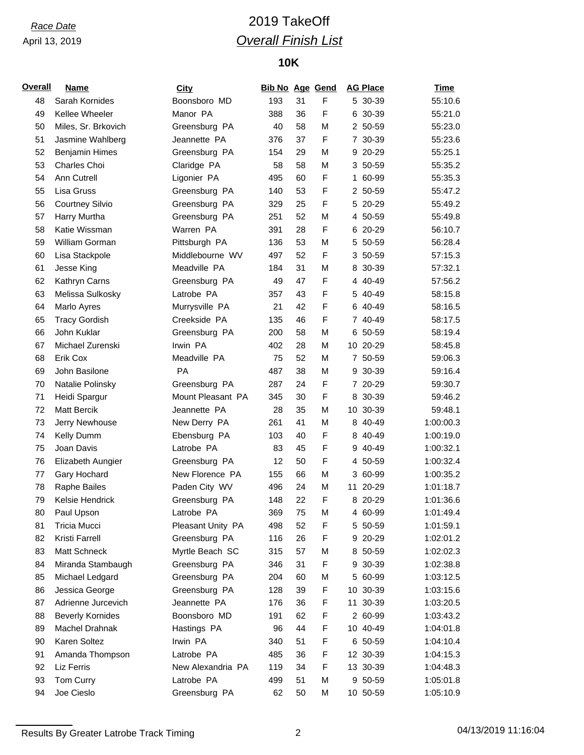*Race Date*

April 13, 2019

# 2019 TakeOff

## *Overall Finish List*

### 10K

| Overall | Name | City | Bib No | Age | Gend | AG Place | Time |
|---|---|---|---|---|---|---|---|
| 48 | Sarah Kornides | Boonsboro MD | 193 | 31 | F | 5 30-39 | 55:10.6 |
| 49 | Kellee Wheeler | Manor PA | 388 | 36 | F | 6 30-39 | 55:21.0 |
| 50 | Miles, Sr. Brkovich | Greensburg PA | 40 | 58 | M | 2 50-59 | 55:23.0 |
| 51 | Jasmine Wahlberg | Jeannette PA | 376 | 37 | F | 7 30-39 | 55:23.6 |
| 52 | Benjamin Himes | Greensburg PA | 154 | 29 | M | 9 20-29 | 55:25.1 |
| 53 | Charles Choi | Claridge PA | 58 | 58 | M | 3 50-59 | 55:35.2 |
| 54 | Ann Cutrell | Ligonier PA | 495 | 60 | F | 1 60-99 | 55:35.3 |
| 55 | Lisa Gruss | Greensburg PA | 140 | 53 | F | 2 50-59 | 55:47.2 |
| 56 | Courtney Silvio | Greensburg PA | 329 | 25 | F | 5 20-29 | 55:49.2 |
| 57 | Harry Murtha | Greensburg PA | 251 | 52 | M | 4 50-59 | 55:49.8 |
| 58 | Katie Wissman | Warren PA | 391 | 28 | F | 6 20-29 | 56:10.7 |
| 59 | William Gorman | Pittsburgh PA | 136 | 53 | M | 5 50-59 | 56:28.4 |
| 60 | Lisa Stackpole | Middlebourne WV | 497 | 52 | F | 3 50-59 | 57:15.3 |
| 61 | Jesse King | Meadville PA | 184 | 31 | M | 8 30-39 | 57:32.1 |
| 62 | Kathryn Carns | Greensburg PA | 49 | 47 | F | 4 40-49 | 57:56.2 |
| 63 | Melissa Sulkosky | Latrobe PA | 357 | 43 | F | 5 40-49 | 58:15.8 |
| 64 | Marlo Ayres | Murrysville PA | 21 | 42 | F | 6 40-49 | 58:16.5 |
| 65 | Tracy Gordish | Creekside PA | 135 | 46 | F | 7 40-49 | 58:17.5 |
| 66 | John Kuklar | Greensburg PA | 200 | 58 | M | 6 50-59 | 58:19.4 |
| 67 | Michael Zurenski | Irwin PA | 402 | 28 | M | 10 20-29 | 58:45.8 |
| 68 | Erik Cox | Meadville PA | 75 | 52 | M | 7 50-59 | 59:06.3 |
| 69 | John Basilone | PA | 487 | 38 | M | 9 30-39 | 59:16.4 |
| 70 | Natalie Polinsky | Greensburg PA | 287 | 24 | F | 7 20-29 | 59:30.7 |
| 71 | Heidi Spargur | Mount Pleasant PA | 345 | 30 | F | 8 30-39 | 59:46.2 |
| 72 | Matt Bercik | Jeannette PA | 28 | 35 | M | 10 30-39 | 59:48.1 |
| 73 | Jerry Newhouse | New Derry PA | 261 | 41 | M | 8 40-49 | 1:00:00.3 |
| 74 | Kelly Dumm | Ebensburg PA | 103 | 40 | F | 8 40-49 | 1:00:19.0 |
| 75 | Joan Davis | Latrobe PA | 83 | 45 | F | 9 40-49 | 1:00:32.1 |
| 76 | Elizabeth Aungier | Greensburg PA | 12 | 50 | F | 4 50-59 | 1:00:32.4 |
| 77 | Gary Hochard | New Florence PA | 155 | 66 | M | 3 60-99 | 1:00:35.2 |
| 78 | Raphe Bailes | Paden City WV | 496 | 24 | M | 11 20-29 | 1:01:18.7 |
| 79 | Kelsie Hendrick | Greensburg PA | 148 | 22 | F | 8 20-29 | 1:01:36.6 |
| 80 | Paul Upson | Latrobe PA | 369 | 75 | M | 4 60-99 | 1:01:49.4 |
| 81 | Tricia Mucci | Pleasant Unity PA | 498 | 52 | F | 5 50-59 | 1:01:59.1 |
| 82 | Kristi Farrell | Greensburg PA | 116 | 26 | F | 9 20-29 | 1:02:01.2 |
| 83 | Matt Schneck | Myrtle Beach SC | 315 | 57 | M | 8 50-59 | 1:02:02.3 |
| 84 | Miranda Stambaugh | Greensburg PA | 346 | 31 | F | 9 30-39 | 1:02:38.8 |
| 85 | Michael Ledgard | Greensburg PA | 204 | 60 | M | 5 60-99 | 1:03:12.5 |
| 86 | Jessica George | Greensburg PA | 128 | 39 | F | 10 30-39 | 1:03:15.6 |
| 87 | Adrienne Jurcevich | Jeannette PA | 176 | 36 | F | 11 30-39 | 1:03:20.5 |
| 88 | Beverly Kornides | Boonsboro MD | 191 | 62 | F | 2 60-99 | 1:03:43.2 |
| 89 | Machel Drahnak | Hastings PA | 96 | 44 | F | 10 40-49 | 1:04:01.8 |
| 90 | Karen Soltez | Irwin PA | 340 | 51 | F | 6 50-59 | 1:04:10.4 |
| 91 | Amanda Thompson | Latrobe PA | 485 | 36 | F | 12 30-39 | 1:04:15.3 |
| 92 | Liz Ferris | New Alexandria PA | 119 | 34 | F | 13 30-39 | 1:04:48.3 |
| 93 | Tom Curry | Latrobe PA | 499 | 51 | M | 9 50-59 | 1:05:01.8 |
| 94 | Joe Cieslo | Greensburg PA | 62 | 50 | M | 10 50-59 | 1:05:10.9 |

Results By Greater Latrobe Track Timing

04/13/2019 11:16:04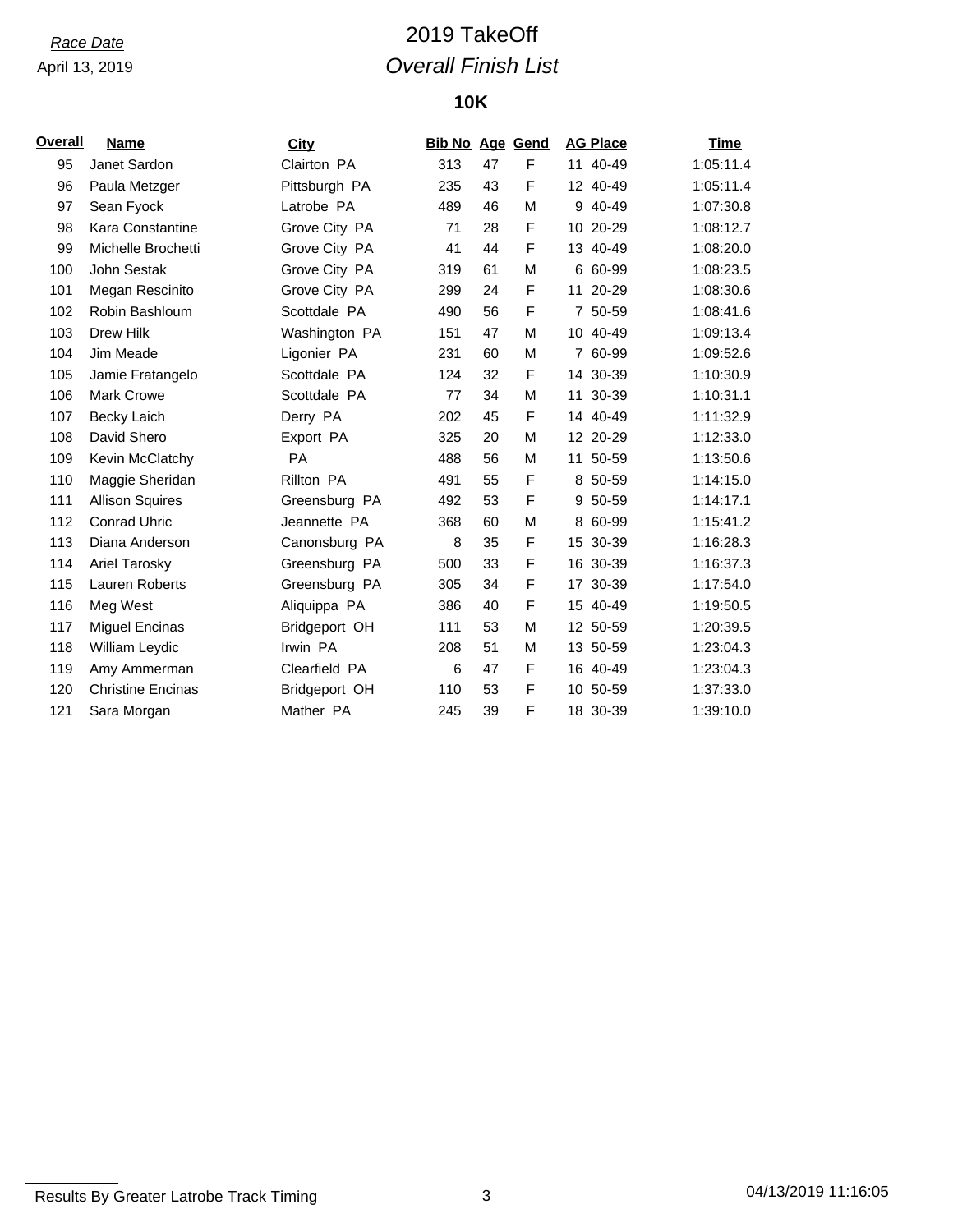*Race Date*

April 13, 2019

# 2019 TakeOff

## *Overall Finish List*

### 10K

| Overall | Name | City | Bib No | Age | Gend | AG Place | Time |
|---|---|---|---|---|---|---|---|
| 95 | Janet Sardon | Clairton PA | 313 | 47 | F | 11 40-49 | 1:05:11.4 |
| 96 | Paula Metzger | Pittsburgh PA | 235 | 43 | F | 12 40-49 | 1:05:11.4 |
| 97 | Sean Fyock | Latrobe PA | 489 | 46 | M | 9 40-49 | 1:07:30.8 |
| 98 | Kara Constantine | Grove City PA | 71 | 28 | F | 10 20-29 | 1:08:12.7 |
| 99 | Michelle Brochetti | Grove City PA | 41 | 44 | F | 13 40-49 | 1:08:20.0 |
| 100 | John Sestak | Grove City PA | 319 | 61 | M | 6 60-99 | 1:08:23.5 |
| 101 | Megan Rescinito | Grove City PA | 299 | 24 | F | 11 20-29 | 1:08:30.6 |
| 102 | Robin Bashloum | Scottdale PA | 490 | 56 | F | 7 50-59 | 1:08:41.6 |
| 103 | Drew Hilk | Washington PA | 151 | 47 | M | 10 40-49 | 1:09:13.4 |
| 104 | Jim Meade | Ligonier PA | 231 | 60 | M | 7 60-99 | 1:09:52.6 |
| 105 | Jamie Fratangelo | Scottdale PA | 124 | 32 | F | 14 30-39 | 1:10:30.9 |
| 106 | Mark Crowe | Scottdale PA | 77 | 34 | M | 11 30-39 | 1:10:31.1 |
| 107 | Becky Laich | Derry PA | 202 | 45 | F | 14 40-49 | 1:11:32.9 |
| 108 | David Shero | Export PA | 325 | 20 | M | 12 20-29 | 1:12:33.0 |
| 109 | Kevin McClatchy | PA | 488 | 56 | M | 11 50-59 | 1:13:50.6 |
| 110 | Maggie Sheridan | Rillton PA | 491 | 55 | F | 8 50-59 | 1:14:15.0 |
| 111 | Allison Squires | Greensburg PA | 492 | 53 | F | 9 50-59 | 1:14:17.1 |
| 112 | Conrad Uhric | Jeannette PA | 368 | 60 | M | 8 60-99 | 1:15:41.2 |
| 113 | Diana Anderson | Canonsburg PA | 8 | 35 | F | 15 30-39 | 1:16:28.3 |
| 114 | Ariel Tarosky | Greensburg PA | 500 | 33 | F | 16 30-39 | 1:16:37.3 |
| 115 | Lauren Roberts | Greensburg PA | 305 | 34 | F | 17 30-39 | 1:17:54.0 |
| 116 | Meg West | Aliquippa PA | 386 | 40 | F | 15 40-49 | 1:19:50.5 |
| 117 | Miguel Encinas | Bridgeport OH | 111 | 53 | M | 12 50-59 | 1:20:39.5 |
| 118 | William Leydic | Irwin PA | 208 | 51 | M | 13 50-59 | 1:23:04.3 |
| 119 | Amy Ammerman | Clearfield PA | 6 | 47 | F | 16 40-49 | 1:23:04.3 |
| 120 | Christine Encinas | Bridgeport OH | 110 | 53 | F | 10 50-59 | 1:37:33.0 |
| 121 | Sara Morgan | Mather PA | 245 | 39 | F | 18 30-39 | 1:39:10.0 |

Results By Greater Latrobe Track Timing

04/13/2019 11:16:05